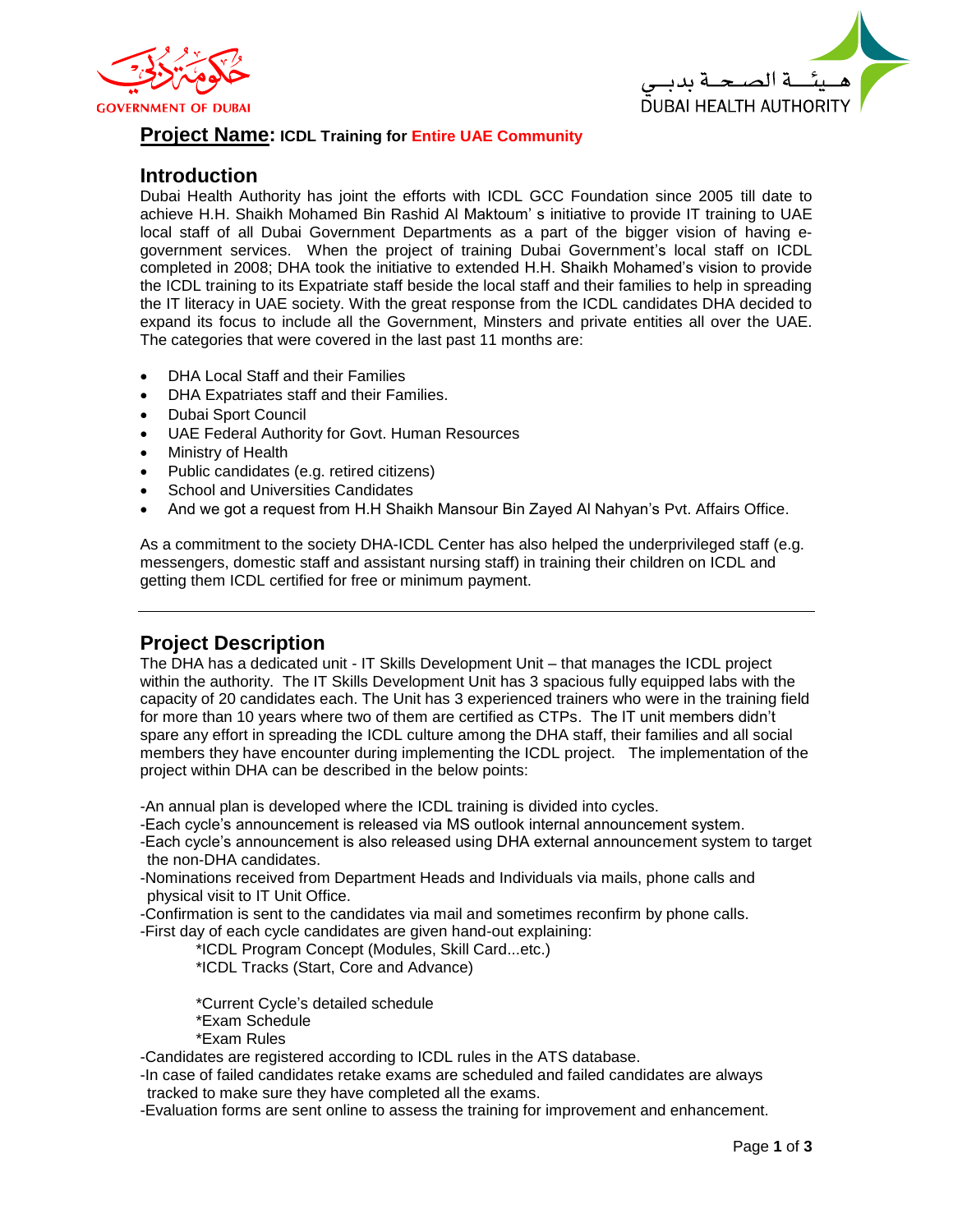**Project Name: ICDL Training for Entire UAE Community**

## Introduction

Dubai Health Authority has joint the efforts with ICDL GCC Foundation since 2005 till date to achieve H.H. Shaikh Mohamed Bin Rashid Al Maktoum' s initiative to provide IT training to UAE local staff of all Dubai Government Departments as a part of the bigger vision of having e-government services. When the project of training Dubai Government's local staff on ICDL completed in 2008; DHA took the initiative to extended H.H. Shaikh Mohamed's vision to provide the ICDL training to its Expatriate staff beside the local staff and their families to help in spreading the IT literacy in UAE society. With the great response from the ICDL candidates DHA decided to expand its focus to include all the Government, Minsters and private entities all over the UAE. The categories that were covered in the last past 11 months are:

- DHA Local Staff and their Families
- DHA Expatriates staff and their Families.
- Dubai Sport Council
- UAE Federal Authority for Govt. Human Resources
- Ministry of Health
- Public candidates (e.g. retired citizens)
- School and Universities Candidates
- And we got a request from H.H Shaikh Mansour Bin Zayed Al Nahyan's Pvt. Affairs Office.

As a commitment to the society DHA-ICDL Center has also helped the underprivileged staff (e.g. messengers, domestic staff and assistant nursing staff) in training their children on ICDL and getting them ICDL certified for free or minimum payment.

---

## Project Description

The DHA has a dedicated unit - IT Skills Development Unit – that manages the ICDL project within the authority. The IT Skills Development Unit has 3 spacious fully equipped labs with the capacity of 20 candidates each. The Unit has 3 experienced trainers who were in the training field for more than 10 years where two of them are certified as CTPs. The IT unit members didn't spare any effort in spreading the ICDL culture among the DHA staff, their families and all social members they have encounter during implementing the ICDL project. The implementation of the project within DHA can be described in the below points:

-An annual plan is developed where the ICDL training is divided into cycles.
-Each cycle's announcement is released via MS outlook internal announcement system.
-Each cycle's announcement is also released using DHA external announcement system to target the non-DHA candidates.
-Nominations received from Department Heads and Individuals via mails, phone calls and physical visit to IT Unit Office.
-Confirmation is sent to the candidates via mail and sometimes reconfirm by phone calls.
-First day of each cycle candidates are given hand-out explaining:

*ICDL Program Concept (Modules, Skill Card...etc.)
*ICDL Tracks (Start, Core and Advance)

*Current Cycle's detailed schedule
*Exam Schedule
*Exam Rules

-Candidates are registered according to ICDL rules in the ATS database.
-In case of failed candidates retake exams are scheduled and failed candidates are always tracked to make sure they have completed all the exams.
-Evaluation forms are sent online to assess the training for improvement and enhancement.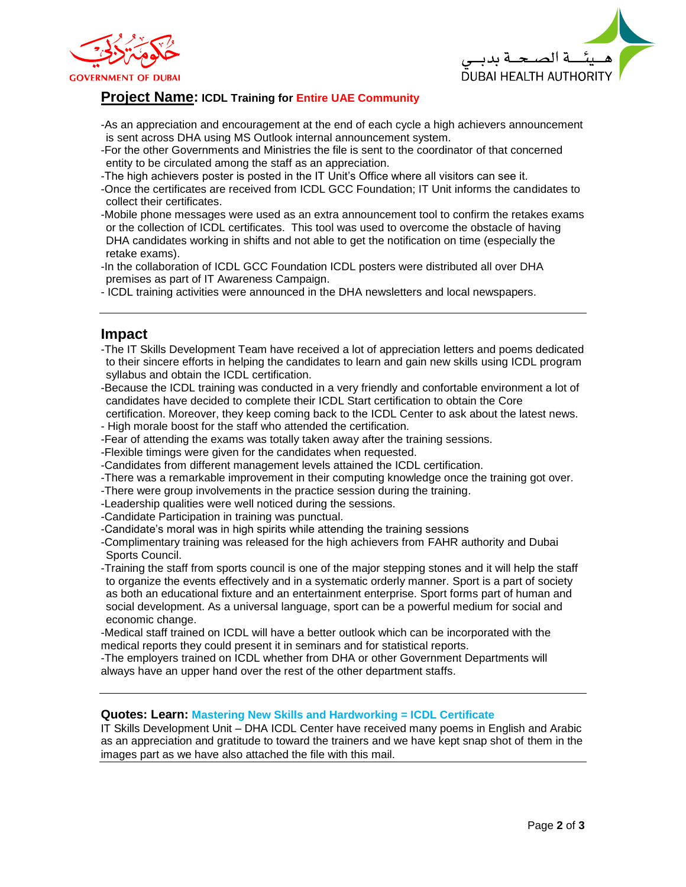**Project Name: ICDL Training for Entire UAE Community**

-As an appreciation and encouragement at the end of each cycle a high achievers announcement is sent across DHA using MS Outlook internal announcement system.
-For the other Governments and Ministries the file is sent to the coordinator of that concerned entity to be circulated among the staff as an appreciation.
-The high achievers poster is posted in the IT Unit's Office where all visitors can see it.
-Once the certificates are received from ICDL GCC Foundation; IT Unit informs the candidates to collect their certificates.
-Mobile phone messages were used as an extra announcement tool to confirm the retakes exams or the collection of ICDL certificates. This tool was used to overcome the obstacle of having DHA candidates working in shifts and not able to get the notification on time (especially the retake exams).
-In the collaboration of ICDL GCC Foundation ICDL posters were distributed all over DHA premises as part of IT Awareness Campaign.
- ICDL training activities were announced in the DHA newsletters and local newspapers.

---

## Impact

-The IT Skills Development Team have received a lot of appreciation letters and poems dedicated to their sincere efforts in helping the candidates to learn and gain new skills using ICDL program syllabus and obtain the ICDL certification.
-Because the ICDL training was conducted in a very friendly and confortable environment a lot of candidates have decided to complete their ICDL Start certification to obtain the Core certification. Moreover, they keep coming back to the ICDL Center to ask about the latest news.
- High morale boost for the staff who attended the certification.
-Fear of attending the exams was totally taken away after the training sessions.
-Flexible timings were given for the candidates when requested.
-Candidates from different management levels attained the ICDL certification.
-There was a remarkable improvement in their computing knowledge once the training got over.
-There were group involvements in the practice session during the training.
-Leadership qualities were well noticed during the sessions.
-Candidate Participation in training was punctual.
-Candidate's moral was in high spirits while attending the training sessions
-Complimentary training was released for the high achievers from FAHR authority and Dubai Sports Council.
-Training the staff from sports council is one of the major stepping stones and it will help the staff to organize the events effectively and in a systematic orderly manner. Sport is a part of society as both an educational fixture and an entertainment enterprise. Sport forms part of human and social development. As a universal language, sport can be a powerful medium for social and economic change.
-Medical staff trained on ICDL will have a better outlook which can be incorporated with the medical reports they could present it in seminars and for statistical reports.
-The employers trained on ICDL whether from DHA or other Government Departments will always have an upper hand over the rest of the other department staffs.

---

**Quotes: Learn: Mastering New Skills and Hardworking = ICDL Certificate**

IT Skills Development Unit – DHA ICDL Center have received many poems in English and Arabic as an appreciation and gratitude to toward the trainers and we have kept snap shot of them in the images part as we have also attached the file with this mail.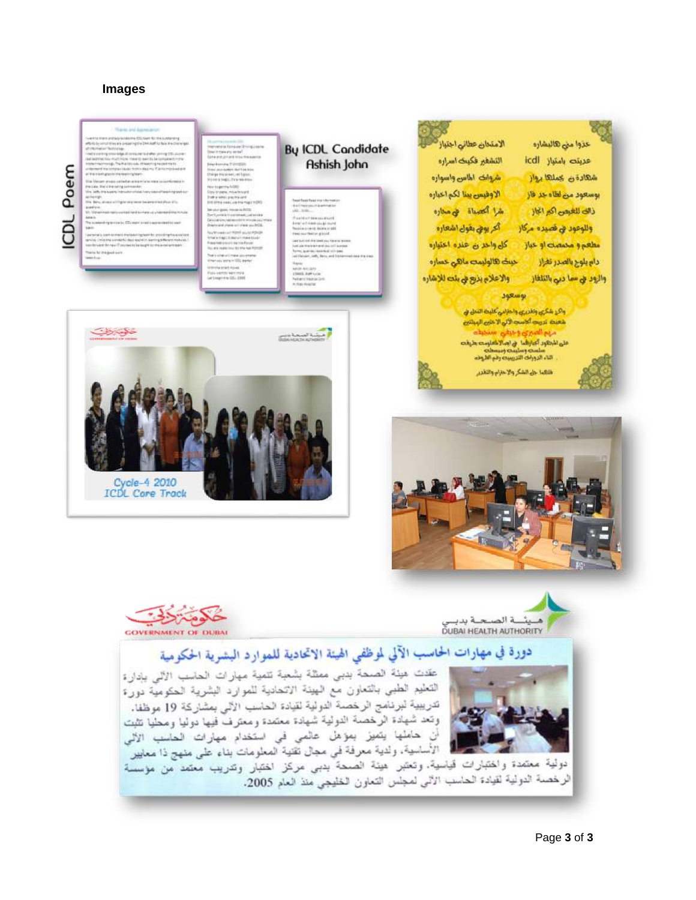**Images**

ICDL Poem

By ICDL Candidate Ashish John

حذوا مني هالبشاره الامتحان عطاني اجتياز
عدينك بامتياز icdl الشغير فكيت اسراره
شهادة ن بجملنا بوارز شروات الماس واسواره
بوسعود من لقاه جد فاز الاوفيس بينا لكم اخباره
ذاك للغيص اكبر انجاز شرا أكتبناه في محاره
وللوعود في قصيده مركاز أكر يوبي بقول اشعاره
مطعم و محمصه او خباز كل واحد ن عنده اختياره
دام بلوغ بالصدر تغراز حيث هالوليمه ماهي خساره
والزود في سما دبي بالتلفاز والاعلام يذيع في بثه للاشاره

بوسعود

واكن شكري وتقديري واحترامي لكلية التعليم
شعبة تدريب الحاسب الآلي
مريم الصبري وجيهي
على المجهود أكبارها في ايصال المعلومه بطريقة سلسه وسليمه ومبسطه
اثناء الدورات التدريبيه رغم الظروف

ملاكم على الشكر والاحترام والتقدير

هيئة الصحة بدبي
DUBAI HEALTH AUTHORITY

حكومة دبي
GOVERNMENT OF DUBAI

Cycle-4 2010
ICDL Core Track

هيئة الصحة بدبي
DUBAI HEALTH AUTHORITY

حكومة دبي
GOVERNMENT OF DUBAI

## دورة في مهارات الحاسب الآلي لموظفي الهيئة الاتحادية للموارد البشرية الحكومية

عقدت هيئة الصحة بدبي ممثلة بشعبة تنمية مهارات الحاسب الآلي بإدارة التعليم الطبي بالتعاون مع الهيئة الاتحادية للموارد البشرية الحكومية دورة تدريبية لبرنامج الرخصة الدولية لقيادة الحاسب الآلي بمشاركة 19 موظفا. وتعد شهادة الرخصة الدولية شهادة معتمدة ومعترف فيها دوليا ومحليا تثبت أن حاملها يتميز بمؤهل عالمي في استخدام مهارات الحاسب الآلي الأساسية، ولدية معرفة في مجال تقنية المعلومات بناء على منهج ذا معايير دولية معتمدة واختبارات قياسية. وتعتبر هيئة الصحة بدبي مركز اختبار وتدريب معتمد من مؤسسة الرخصة الدولية لقيادة الحاسب الآلي لمجلس التعاون الخليجي منذ العام 2005.